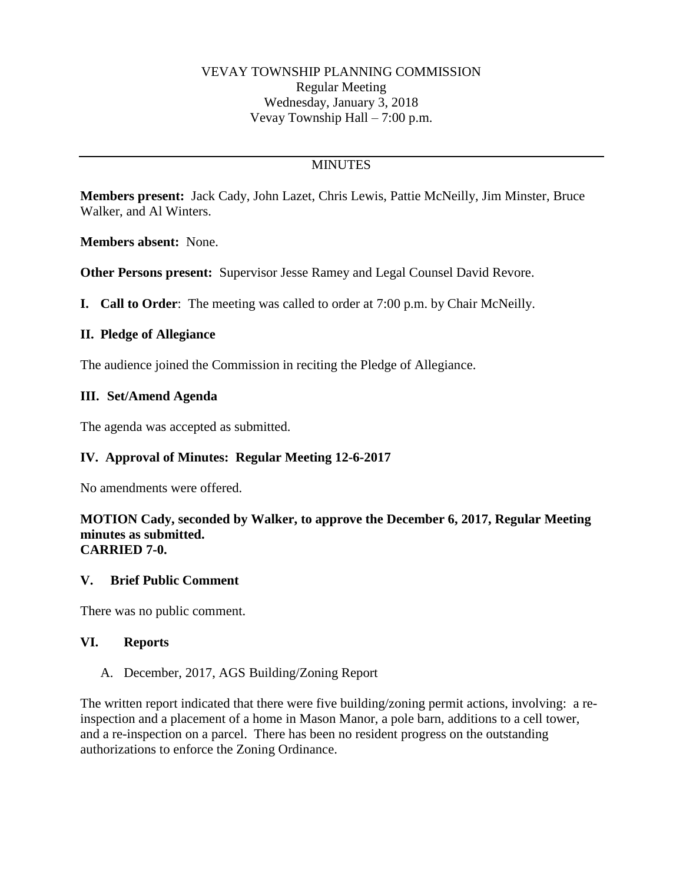VEVAY TOWNSHIP PLANNING COMMISSION
Regular Meeting
Wednesday, January 3, 2018
Vevay Township Hall – 7:00 p.m.

---

MINUTES

**Members present:** Jack Cady, John Lazet, Chris Lewis, Pattie McNeilly, Jim Minster, Bruce Walker, and Al Winters.

**Members absent:** None.

**Other Persons present:** Supervisor Jesse Ramey and Legal Counsel David Revore.

**I. Call to Order**: The meeting was called to order at 7:00 p.m. by Chair McNeilly.

**II. Pledge of Allegiance**

The audience joined the Commission in reciting the Pledge of Allegiance.

**III. Set/Amend Agenda**

The agenda was accepted as submitted.

**IV. Approval of Minutes: Regular Meeting 12-6-2017**

No amendments were offered.

**MOTION Cady, seconded by Walker, to approve the December 6, 2017, Regular Meeting minutes as submitted.**
**CARRIED 7-0.**

**V. Brief Public Comment**

There was no public comment.

**VI. Reports**

A. December, 2017, AGS Building/Zoning Report

The written report indicated that there were five building/zoning permit actions, involving: a re-inspection and a placement of a home in Mason Manor, a pole barn, additions to a cell tower, and a re-inspection on a parcel. There has been no resident progress on the outstanding authorizations to enforce the Zoning Ordinance.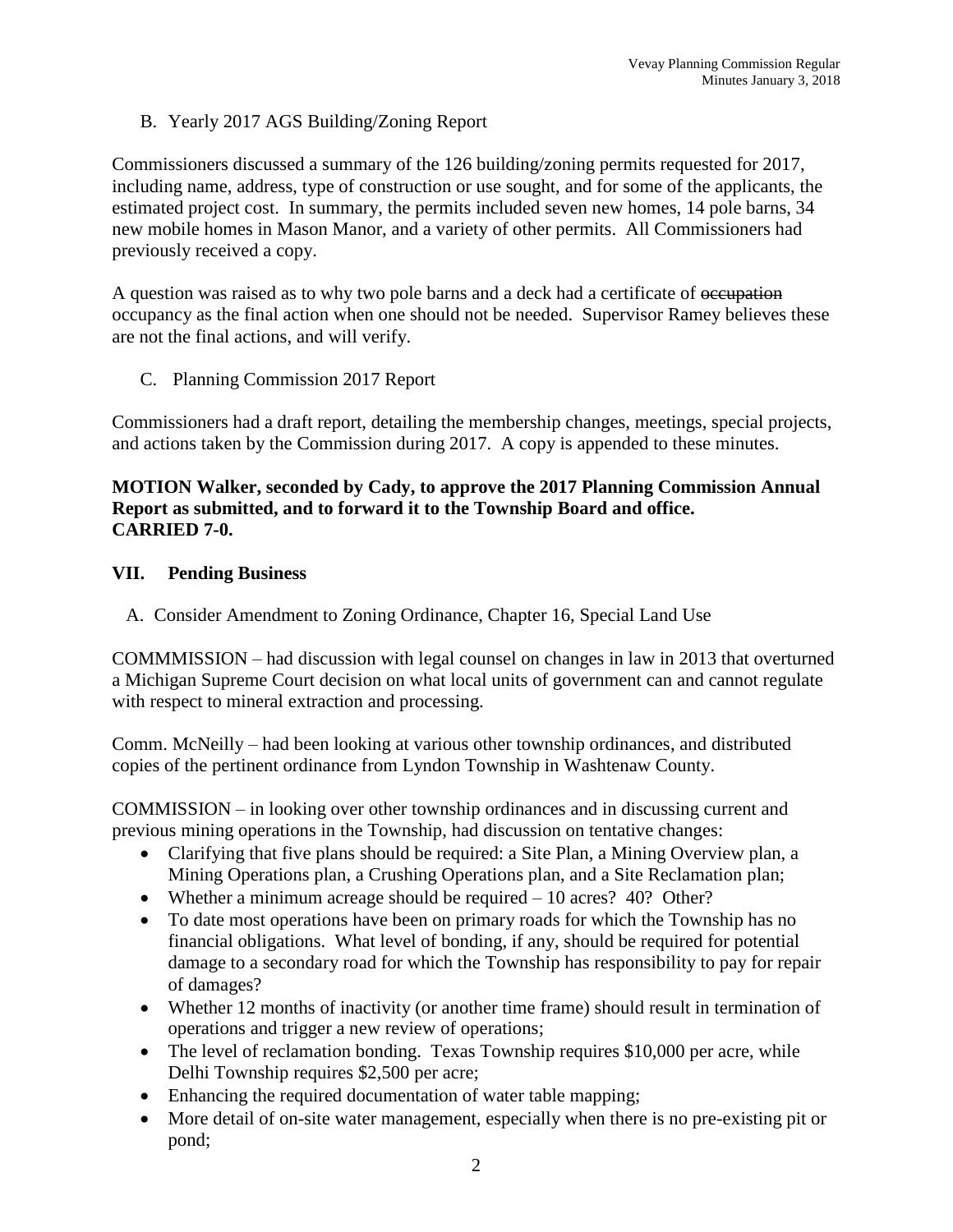B. Yearly 2017 AGS Building/Zoning Report

Commissioners discussed a summary of the 126 building/zoning permits requested for 2017, including name, address, type of construction or use sought, and for some of the applicants, the estimated project cost. In summary, the permits included seven new homes, 14 pole barns, 34 new mobile homes in Mason Manor, and a variety of other permits. All Commissioners had previously received a copy.

A question was raised as to why two pole barns and a deck had a certificate of ~~occupation~~ occupancy as the final action when one should not be needed. Supervisor Ramey believes these are not the final actions, and will verify.

C. Planning Commission 2017 Report

Commissioners had a draft report, detailing the membership changes, meetings, special projects, and actions taken by the Commission during 2017. A copy is appended to these minutes.

**MOTION Walker, seconded by Cady, to approve the 2017 Planning Commission Annual Report as submitted, and to forward it to the Township Board and office.**
**CARRIED 7-0.**

## VII. Pending Business

A. Consider Amendment to Zoning Ordinance, Chapter 16, Special Land Use

COMMMISSION – had discussion with legal counsel on changes in law in 2013 that overturned a Michigan Supreme Court decision on what local units of government can and cannot regulate with respect to mineral extraction and processing.

Comm. McNeilly – had been looking at various other township ordinances, and distributed copies of the pertinent ordinance from Lyndon Township in Washtenaw County.

COMMISSION – in looking over other township ordinances and in discussing current and previous mining operations in the Township, had discussion on tentative changes:

- Clarifying that five plans should be required: a Site Plan, a Mining Overview plan, a Mining Operations plan, a Crushing Operations plan, and a Site Reclamation plan;
- Whether a minimum acreage should be required – 10 acres? 40? Other?
- To date most operations have been on primary roads for which the Township has no financial obligations. What level of bonding, if any, should be required for potential damage to a secondary road for which the Township has responsibility to pay for repair of damages?
- Whether 12 months of inactivity (or another time frame) should result in termination of operations and trigger a new review of operations;
- The level of reclamation bonding. Texas Township requires $10,000 per acre, while Delhi Township requires $2,500 per acre;
- Enhancing the required documentation of water table mapping;
- More detail of on-site water management, especially when there is no pre-existing pit or pond;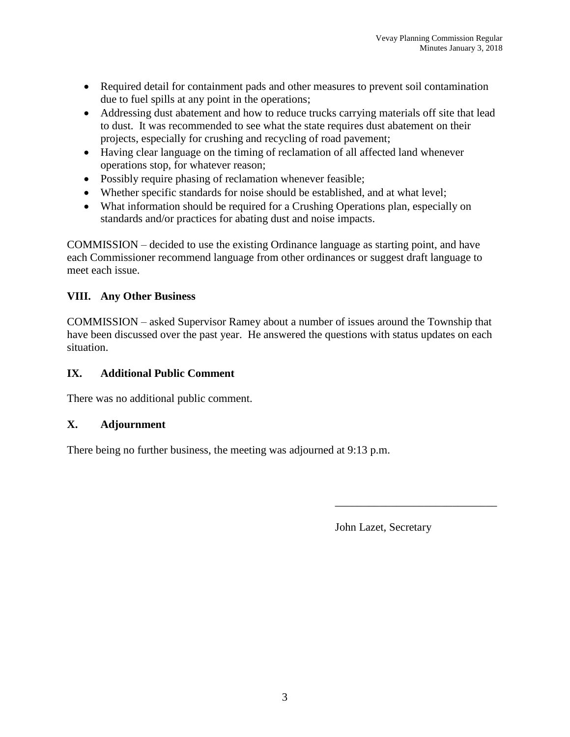- Required detail for containment pads and other measures to prevent soil contamination due to fuel spills at any point in the operations;
- Addressing dust abatement and how to reduce trucks carrying materials off site that lead to dust. It was recommended to see what the state requires dust abatement on their projects, especially for crushing and recycling of road pavement;
- Having clear language on the timing of reclamation of all affected land whenever operations stop, for whatever reason;
- Possibly require phasing of reclamation whenever feasible;
- Whether specific standards for noise should be established, and at what level;
- What information should be required for a Crushing Operations plan, especially on standards and/or practices for abating dust and noise impacts.

COMMISSION – decided to use the existing Ordinance language as starting point, and have each Commissioner recommend language from other ordinances or suggest draft language to meet each issue.

## VIII. Any Other Business

COMMISSION – asked Supervisor Ramey about a number of issues around the Township that have been discussed over the past year. He answered the questions with status updates on each situation.

## IX. Additional Public Comment

There was no additional public comment.

## X. Adjournment

There being no further business, the meeting was adjourned at 9:13 p.m.

\_\_\_\_\_\_\_\_\_\_\_\_\_\_\_\_\_\_\_\_\_\_\_\_\_\_\_\_\_\_

John Lazet, Secretary